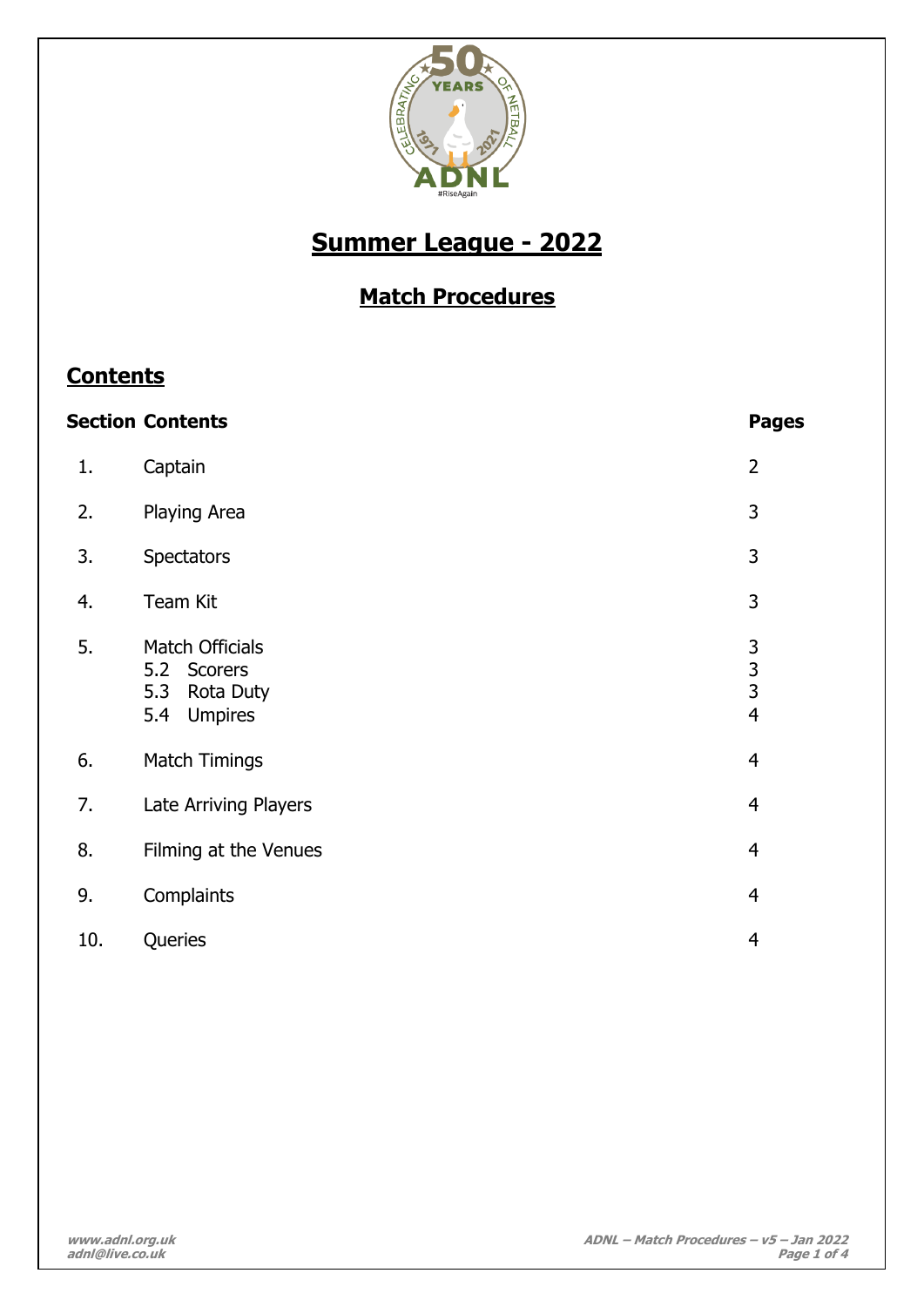# Summer League - 2022

## Match Procedures

## Contents

| Section | Contents | Pages |
|---|---|---|
| 1. | Captain | 2 |
| 2. | Playing Area | 3 |
| 3. | Spectators | 3 |
| 4. | Team Kit | 3 |
| 5. | Match Officials | 3 |
| | 5.2 Scorers | 3 |
| | 5.3 Rota Duty | 3 |
| | 5.4 Umpires | 4 |
| 6. | Match Timings | 4 |
| 7. | Late Arriving Players | 4 |
| 8. | Filming at the Venues | 4 |
| 9. | Complaints | 4 |
| 10. | Queries | 4 |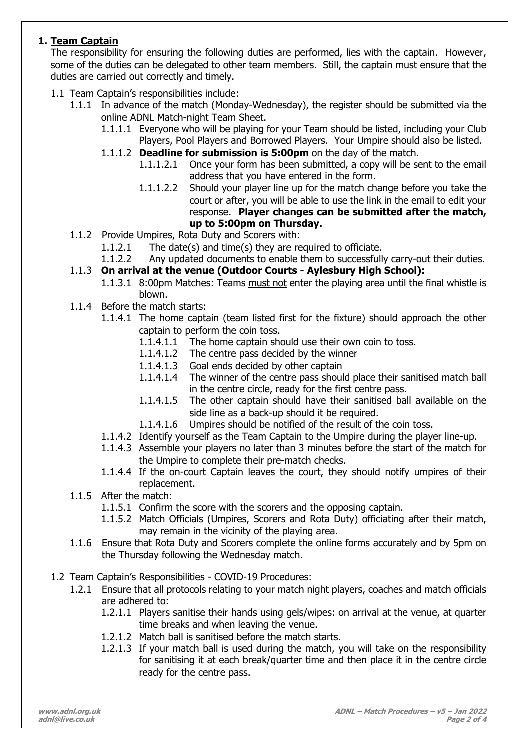## 1. Team Captain

The responsibility for ensuring the following duties are performed, lies with the captain. However, some of the duties can be delegated to other team members. Still, the captain must ensure that the duties are carried out correctly and timely.

- 1.1 Team Captain's responsibilities include:
  - 1.1.1 In advance of the match (Monday-Wednesday), the register should be submitted via the online ADNL Match-night Team Sheet.
    - 1.1.1.1 Everyone who will be playing for your Team should be listed, including your Club Players, Pool Players and Borrowed Players. Your Umpire should also be listed.
    - 1.1.1.2 **Deadline for submission is 5:00pm** on the day of the match.
      - 1.1.1.2.1 Once your form has been submitted, a copy will be sent to the email address that you have entered in the form.
      - 1.1.1.2.2 Should your player line up for the match change before you take the court or after, you will be able to use the link in the email to edit your response. **Player changes can be submitted after the match, up to 5:00pm on Thursday.**
  - 1.1.2 Provide Umpires, Rota Duty and Scorers with:
    - 1.1.2.1 The date(s) and time(s) they are required to officiate.
    - 1.1.2.2 Any updated documents to enable them to successfully carry-out their duties.
  - 1.1.3 **On arrival at the venue (Outdoor Courts - Aylesbury High School):**
    - 1.1.3.1 8:00pm Matches: Teams must not enter the playing area until the final whistle is blown.
  - 1.1.4 Before the match starts:
    - 1.1.4.1 The home captain (team listed first for the fixture) should approach the other captain to perform the coin toss.
      - 1.1.4.1.1 The home captain should use their own coin to toss.
      - 1.1.4.1.2 The centre pass decided by the winner
      - 1.1.4.1.3 Goal ends decided by other captain
      - 1.1.4.1.4 The winner of the centre pass should place their sanitised match ball in the centre circle, ready for the first centre pass.
      - 1.1.4.1.5 The other captain should have their sanitised ball available on the side line as a back-up should it be required.
      - 1.1.4.1.6 Umpires should be notified of the result of the coin toss.
    - 1.1.4.2 Identify yourself as the Team Captain to the Umpire during the player line-up.
    - 1.1.4.3 Assemble your players no later than 3 minutes before the start of the match for the Umpire to complete their pre-match checks.
    - 1.1.4.4 If the on-court Captain leaves the court, they should notify umpires of their replacement.
  - 1.1.5 After the match:
    - 1.1.5.1 Confirm the score with the scorers and the opposing captain.
    - 1.1.5.2 Match Officials (Umpires, Scorers and Rota Duty) officiating after their match, may remain in the vicinity of the playing area.
  - 1.1.6 Ensure that Rota Duty and Scorers complete the online forms accurately and by 5pm on the Thursday following the Wednesday match.

- 1.2 Team Captain's Responsibilities - COVID-19 Procedures:
  - 1.2.1 Ensure that all protocols relating to your match night players, coaches and match officials are adhered to:
    - 1.2.1.1 Players sanitise their hands using gels/wipes: on arrival at the venue, at quarter time breaks and when leaving the venue.
    - 1.2.1.2 Match ball is sanitised before the match starts.
    - 1.2.1.3 If your match ball is used during the match, you will take on the responsibility for sanitising it at each break/quarter time and then place it in the centre circle ready for the centre pass.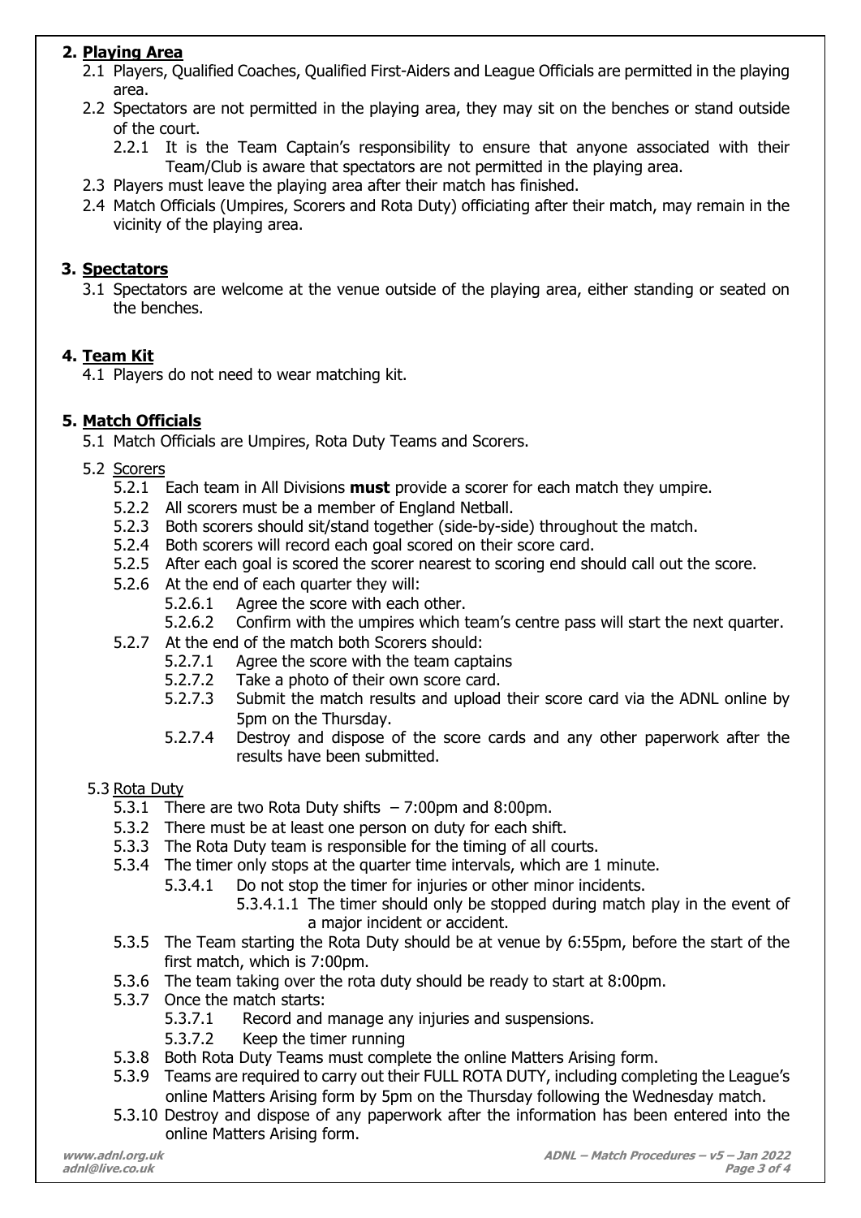## 2. Playing Area

- 2.1 Players, Qualified Coaches, Qualified First-Aiders and League Officials are permitted in the playing area.
- 2.2 Spectators are not permitted in the playing area, they may sit on the benches or stand outside of the court.
  - 2.2.1 It is the Team Captain's responsibility to ensure that anyone associated with their Team/Club is aware that spectators are not permitted in the playing area.
- 2.3 Players must leave the playing area after their match has finished.
- 2.4 Match Officials (Umpires, Scorers and Rota Duty) officiating after their match, may remain in the vicinity of the playing area.

## 3. Spectators

- 3.1 Spectators are welcome at the venue outside of the playing area, either standing or seated on the benches.

## 4. Team Kit

- 4.1 Players do not need to wear matching kit.

## 5. Match Officials

- 5.1 Match Officials are Umpires, Rota Duty Teams and Scorers.
- 5.2 Scorers
  - 5.2.1 Each team in All Divisions **must** provide a scorer for each match they umpire.
  - 5.2.2 All scorers must be a member of England Netball.
  - 5.2.3 Both scorers should sit/stand together (side-by-side) throughout the match.
  - 5.2.4 Both scorers will record each goal scored on their score card.
  - 5.2.5 After each goal is scored the scorer nearest to scoring end should call out the score.
  - 5.2.6 At the end of each quarter they will:
    - 5.2.6.1 Agree the score with each other.
    - 5.2.6.2 Confirm with the umpires which team's centre pass will start the next quarter.
  - 5.2.7 At the end of the match both Scorers should:
    - 5.2.7.1 Agree the score with the team captains
    - 5.2.7.2 Take a photo of their own score card.
    - 5.2.7.3 Submit the match results and upload their score card via the ADNL online by 5pm on the Thursday.
    - 5.2.7.4 Destroy and dispose of the score cards and any other paperwork after the results have been submitted.
- 5.3 Rota Duty
  - 5.3.1 There are two Rota Duty shifts – 7:00pm and 8:00pm.
  - 5.3.2 There must be at least one person on duty for each shift.
  - 5.3.3 The Rota Duty team is responsible for the timing of all courts.
  - 5.3.4 The timer only stops at the quarter time intervals, which are 1 minute.
    - 5.3.4.1 Do not stop the timer for injuries or other minor incidents.
      - 5.3.4.1.1 The timer should only be stopped during match play in the event of a major incident or accident.
  - 5.3.5 The Team starting the Rota Duty should be at venue by 6:55pm, before the start of the first match, which is 7:00pm.
  - 5.3.6 The team taking over the rota duty should be ready to start at 8:00pm.
  - 5.3.7 Once the match starts:
    - 5.3.7.1 Record and manage any injuries and suspensions.
    - 5.3.7.2 Keep the timer running
  - 5.3.8 Both Rota Duty Teams must complete the online Matters Arising form.
  - 5.3.9 Teams are required to carry out their FULL ROTA DUTY, including completing the League's online Matters Arising form by 5pm on the Thursday following the Wednesday match.
  - 5.3.10 Destroy and dispose of any paperwork after the information has been entered into the online Matters Arising form.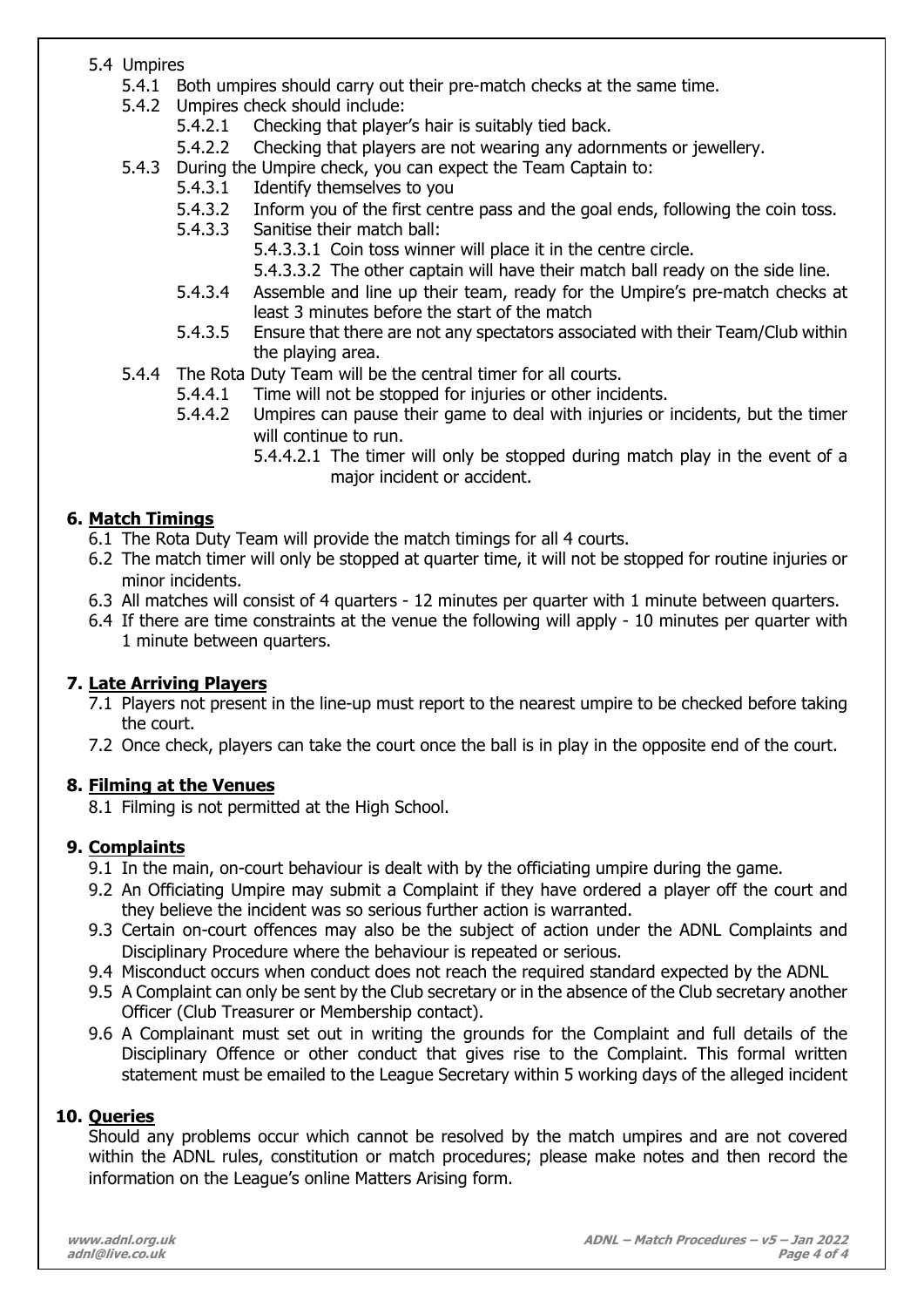5.4 Umpires

5.4.1 Both umpires should carry out their pre-match checks at the same time.

5.4.2 Umpires check should include:

5.4.2.1 Checking that player's hair is suitably tied back.

5.4.2.2 Checking that players are not wearing any adornments or jewellery.

5.4.3 During the Umpire check, you can expect the Team Captain to:

5.4.3.1 Identify themselves to you

5.4.3.2 Inform you of the first centre pass and the goal ends, following the coin toss.

5.4.3.3 Sanitise their match ball:

5.4.3.3.1 Coin toss winner will place it in the centre circle.

5.4.3.3.2 The other captain will have their match ball ready on the side line.

5.4.3.4 Assemble and line up their team, ready for the Umpire's pre-match checks at least 3 minutes before the start of the match

5.4.3.5 Ensure that there are not any spectators associated with their Team/Club within the playing area.

5.4.4 The Rota Duty Team will be the central timer for all courts.

5.4.4.1 Time will not be stopped for injuries or other incidents.

5.4.4.2 Umpires can pause their game to deal with injuries or incidents, but the timer will continue to run.

5.4.4.2.1 The timer will only be stopped during match play in the event of a major incident or accident.

## 6. Match Timings

6.1 The Rota Duty Team will provide the match timings for all 4 courts.

6.2 The match timer will only be stopped at quarter time, it will not be stopped for routine injuries or minor incidents.

6.3 All matches will consist of 4 quarters - 12 minutes per quarter with 1 minute between quarters.

6.4 If there are time constraints at the venue the following will apply - 10 minutes per quarter with 1 minute between quarters.

## 7. Late Arriving Players

7.1 Players not present in the line-up must report to the nearest umpire to be checked before taking the court.

7.2 Once check, players can take the court once the ball is in play in the opposite end of the court.

## 8. Filming at the Venues

8.1 Filming is not permitted at the High School.

## 9. Complaints

9.1 In the main, on-court behaviour is dealt with by the officiating umpire during the game.

9.2 An Officiating Umpire may submit a Complaint if they have ordered a player off the court and they believe the incident was so serious further action is warranted.

9.3 Certain on-court offences may also be the subject of action under the ADNL Complaints and Disciplinary Procedure where the behaviour is repeated or serious.

9.4 Misconduct occurs when conduct does not reach the required standard expected by the ADNL

9.5 A Complaint can only be sent by the Club secretary or in the absence of the Club secretary another Officer (Club Treasurer or Membership contact).

9.6 A Complainant must set out in writing the grounds for the Complaint and full details of the Disciplinary Offence or other conduct that gives rise to the Complaint. This formal written statement must be emailed to the League Secretary within 5 working days of the alleged incident

## 10. Queries

Should any problems occur which cannot be resolved by the match umpires and are not covered within the ADNL rules, constitution or match procedures; please make notes and then record the information on the League's online Matters Arising form.